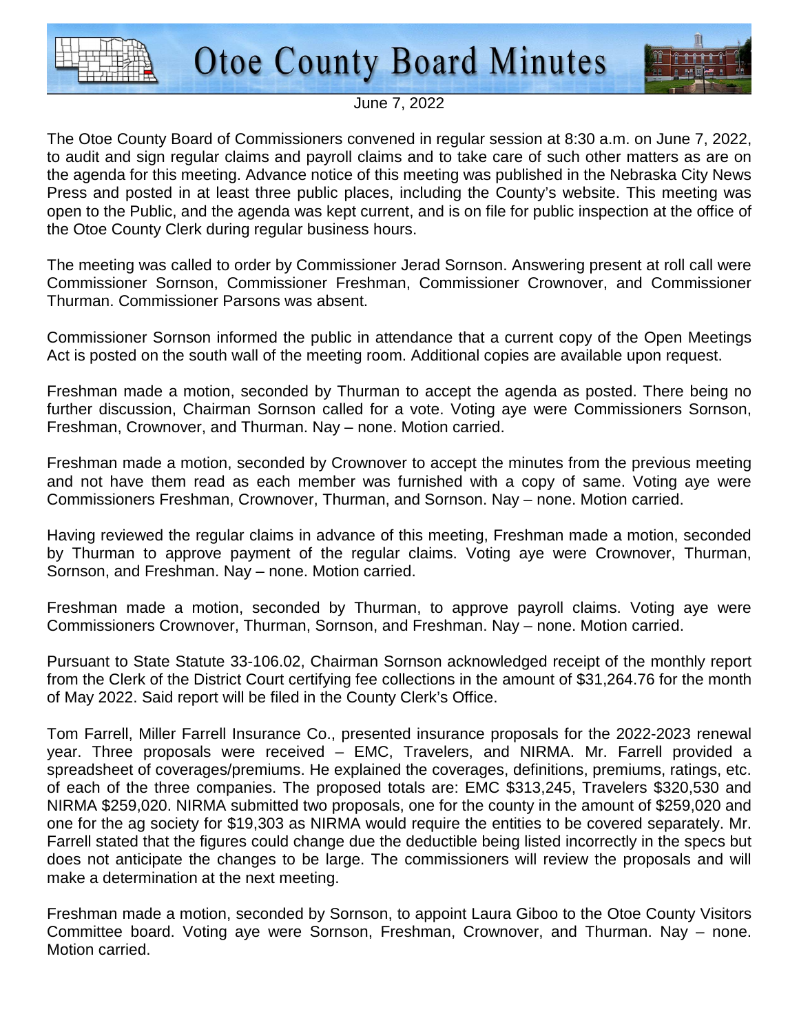# Otoe County Board Minutes

June 7, 2022

The Otoe County Board of Commissioners convened in regular session at 8:30 a.m. on June 7, 2022, to audit and sign regular claims and payroll claims and to take care of such other matters as are on the agenda for this meeting. Advance notice of this meeting was published in the Nebraska City News Press and posted in at least three public places, including the County's website. This meeting was open to the Public, and the agenda was kept current, and is on file for public inspection at the office of the Otoe County Clerk during regular business hours.

The meeting was called to order by Commissioner Jerad Sornson. Answering present at roll call were Commissioner Sornson, Commissioner Freshman, Commissioner Crownover, and Commissioner Thurman. Commissioner Parsons was absent.

Commissioner Sornson informed the public in attendance that a current copy of the Open Meetings Act is posted on the south wall of the meeting room. Additional copies are available upon request.

Freshman made a motion, seconded by Thurman to accept the agenda as posted. There being no further discussion, Chairman Sornson called for a vote. Voting aye were Commissioners Sornson, Freshman, Crownover, and Thurman. Nay – none. Motion carried.

Freshman made a motion, seconded by Crownover to accept the minutes from the previous meeting and not have them read as each member was furnished with a copy of same. Voting aye were Commissioners Freshman, Crownover, Thurman, and Sornson. Nay – none. Motion carried.

Having reviewed the regular claims in advance of this meeting, Freshman made a motion, seconded by Thurman to approve payment of the regular claims. Voting aye were Crownover, Thurman, Sornson, and Freshman. Nay – none. Motion carried.

Freshman made a motion, seconded by Thurman, to approve payroll claims. Voting aye were Commissioners Crownover, Thurman, Sornson, and Freshman. Nay – none. Motion carried.

Pursuant to State Statute 33-106.02, Chairman Sornson acknowledged receipt of the monthly report from the Clerk of the District Court certifying fee collections in the amount of $31,264.76 for the month of May 2022. Said report will be filed in the County Clerk's Office.

Tom Farrell, Miller Farrell Insurance Co., presented insurance proposals for the 2022-2023 renewal year. Three proposals were received – EMC, Travelers, and NIRMA. Mr. Farrell provided a spreadsheet of coverages/premiums. He explained the coverages, definitions, premiums, ratings, etc. of each of the three companies. The proposed totals are: EMC $313,245, Travelers $320,530 and NIRMA $259,020. NIRMA submitted two proposals, one for the county in the amount of $259,020 and one for the ag society for $19,303 as NIRMA would require the entities to be covered separately. Mr. Farrell stated that the figures could change due the deductible being listed incorrectly in the specs but does not anticipate the changes to be large. The commissioners will review the proposals and will make a determination at the next meeting.

Freshman made a motion, seconded by Sornson, to appoint Laura Giboo to the Otoe County Visitors Committee board. Voting aye were Sornson, Freshman, Crownover, and Thurman. Nay – none. Motion carried.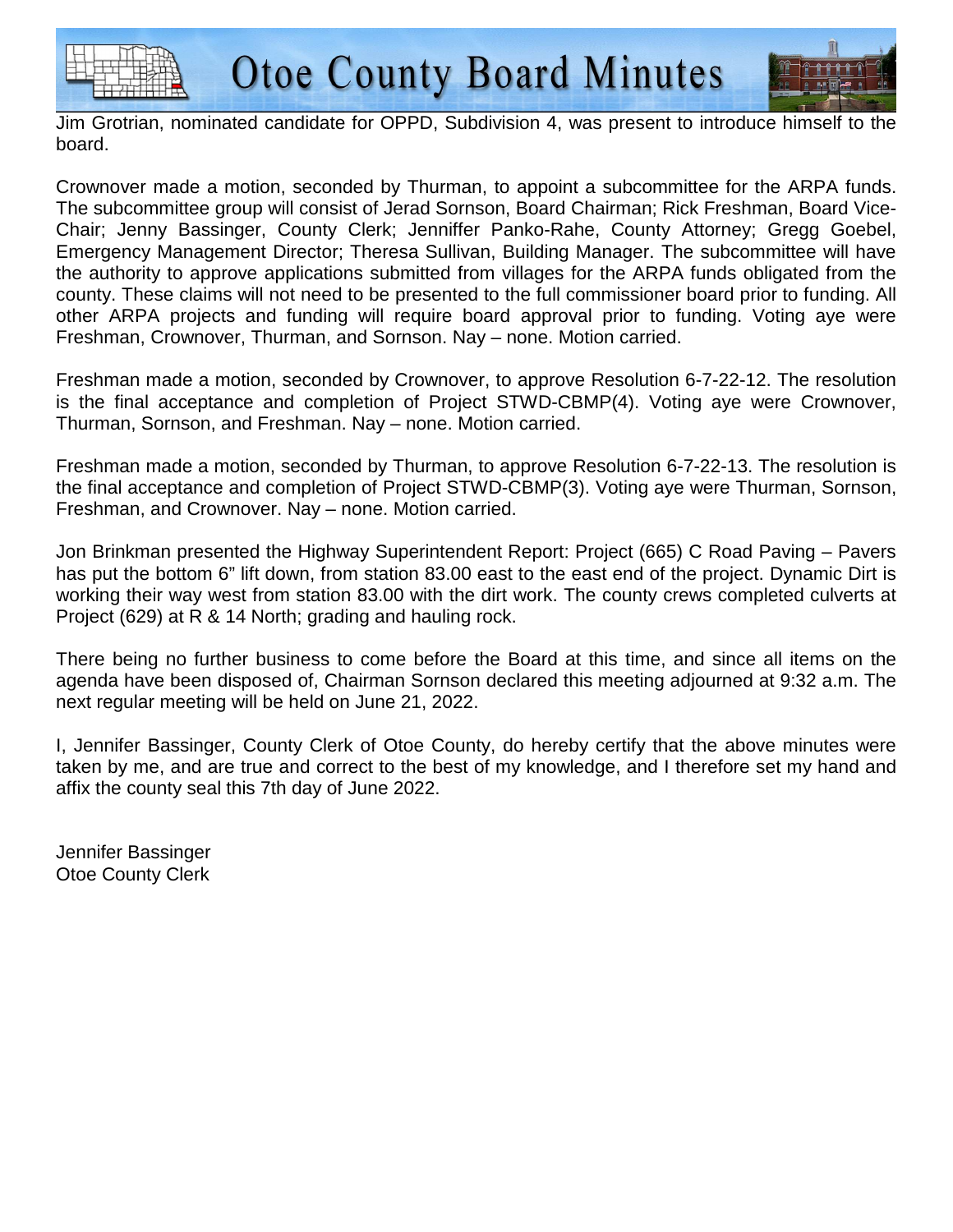Jim Grotrian, nominated candidate for OPPD, Subdivision 4, was present to introduce himself to the board.

Crownover made a motion, seconded by Thurman, to appoint a subcommittee for the ARPA funds. The subcommittee group will consist of Jerad Sornson, Board Chairman; Rick Freshman, Board Vice-Chair; Jenny Bassinger, County Clerk; Jenniffer Panko-Rahe, County Attorney; Gregg Goebel, Emergency Management Director; Theresa Sullivan, Building Manager. The subcommittee will have the authority to approve applications submitted from villages for the ARPA funds obligated from the county. These claims will not need to be presented to the full commissioner board prior to funding. All other ARPA projects and funding will require board approval prior to funding. Voting aye were Freshman, Crownover, Thurman, and Sornson. Nay – none. Motion carried.

Freshman made a motion, seconded by Crownover, to approve Resolution 6-7-22-12. The resolution is the final acceptance and completion of Project STWD-CBMP(4). Voting aye were Crownover, Thurman, Sornson, and Freshman. Nay – none. Motion carried.

Freshman made a motion, seconded by Thurman, to approve Resolution 6-7-22-13. The resolution is the final acceptance and completion of Project STWD-CBMP(3). Voting aye were Thurman, Sornson, Freshman, and Crownover. Nay – none. Motion carried.

Jon Brinkman presented the Highway Superintendent Report: Project (665) C Road Paving – Pavers has put the bottom 6" lift down, from station 83.00 east to the east end of the project. Dynamic Dirt is working their way west from station 83.00 with the dirt work. The county crews completed culverts at Project (629) at R & 14 North; grading and hauling rock.

There being no further business to come before the Board at this time, and since all items on the agenda have been disposed of, Chairman Sornson declared this meeting adjourned at 9:32 a.m. The next regular meeting will be held on June 21, 2022.

I, Jennifer Bassinger, County Clerk of Otoe County, do hereby certify that the above minutes were taken by me, and are true and correct to the best of my knowledge, and I therefore set my hand and affix the county seal this 7th day of June 2022.

Jennifer Bassinger
Otoe County Clerk